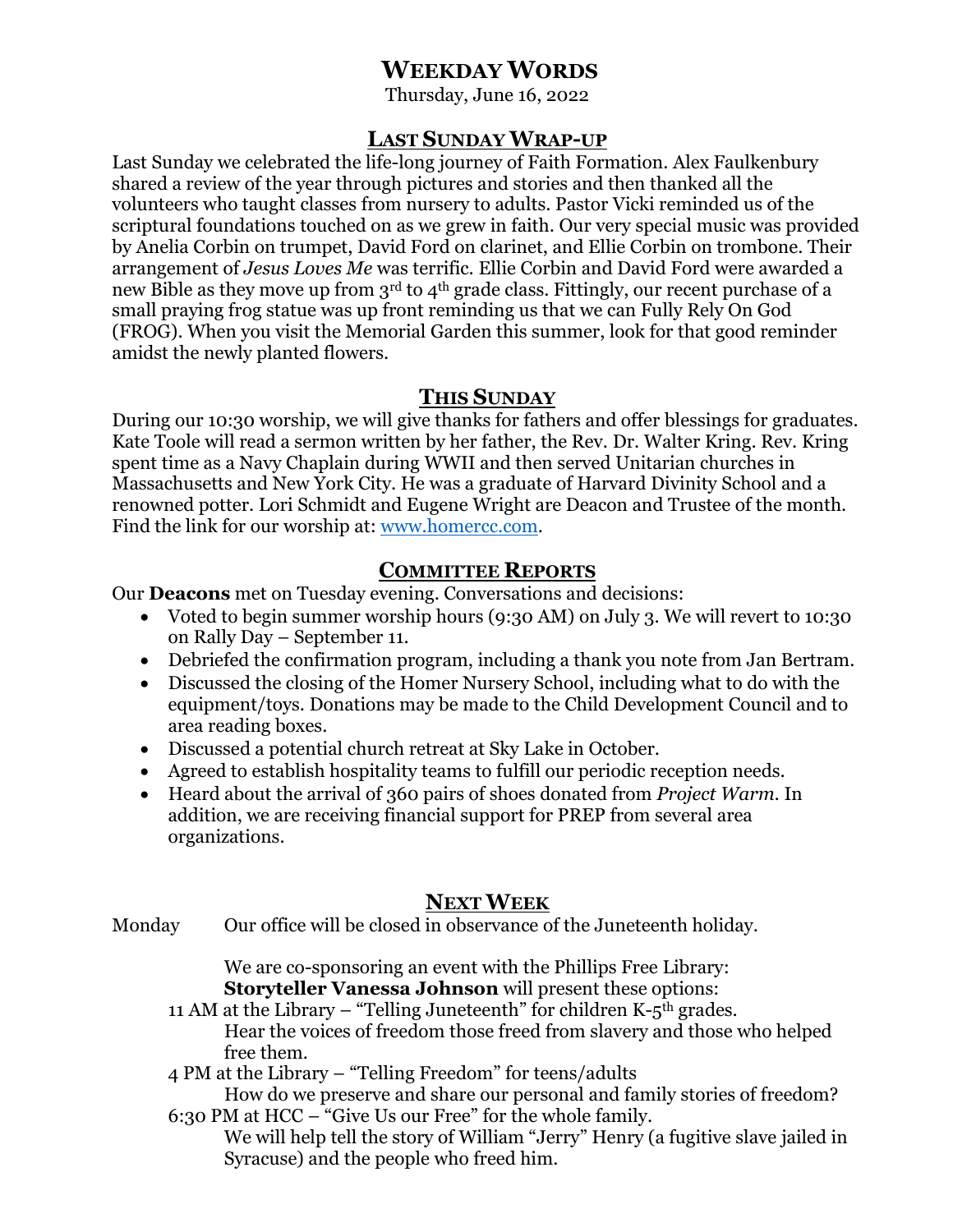# WEEKDAY WORDS

Thursday, June 16, 2022

## LAST SUNDAY WRAP-UP

Last Sunday we celebrated the life-long journey of Faith Formation. Alex Faulkenbury shared a review of the year through pictures and stories and then thanked all the volunteers who taught classes from nursery to adults. Pastor Vicki reminded us of the scriptural foundations touched on as we grew in faith. Our very special music was provided by Anelia Corbin on trumpet, David Ford on clarinet, and Ellie Corbin on trombone. Their arrangement of *Jesus Loves Me* was terrific. Ellie Corbin and David Ford were awarded a new Bible as they move up from 3rd to 4th grade class. Fittingly, our recent purchase of a small praying frog statue was up front reminding us that we can Fully Rely On God (FROG). When you visit the Memorial Garden this summer, look for that good reminder amidst the newly planted flowers.

## THIS SUNDAY

During our 10:30 worship, we will give thanks for fathers and offer blessings for graduates. Kate Toole will read a sermon written by her father, the Rev. Dr. Walter Kring. Rev. Kring spent time as a Navy Chaplain during WWII and then served Unitarian churches in Massachusetts and New York City. He was a graduate of Harvard Divinity School and a renowned potter. Lori Schmidt and Eugene Wright are Deacon and Trustee of the month. Find the link for our worship at: www.homercc.com.

## COMMITTEE REPORTS

Our **Deacons** met on Tuesday evening. Conversations and decisions:

- Voted to begin summer worship hours (9:30 AM) on July 3. We will revert to 10:30 on Rally Day – September 11.
- Debriefed the confirmation program, including a thank you note from Jan Bertram.
- Discussed the closing of the Homer Nursery School, including what to do with the equipment/toys. Donations may be made to the Child Development Council and to area reading boxes.
- Discussed a potential church retreat at Sky Lake in October.
- Agreed to establish hospitality teams to fulfill our periodic reception needs.
- Heard about the arrival of 360 pairs of shoes donated from *Project Warm*. In addition, we are receiving financial support for PREP from several area organizations.

## NEXT WEEK

Monday — Our office will be closed in observance of the Juneteenth holiday.

We are co-sponsoring an event with the Phillips Free Library:
**Storyteller Vanessa Johnson** will present these options:

11 AM at the Library – "Telling Juneteenth" for children K-5th grades.
Hear the voices of freedom those freed from slavery and those who helped free them.

4 PM at the Library – "Telling Freedom" for teens/adults
How do we preserve and share our personal and family stories of freedom?

6:30 PM at HCC – "Give Us our Free" for the whole family.
We will help tell the story of William "Jerry" Henry (a fugitive slave jailed in Syracuse) and the people who freed him.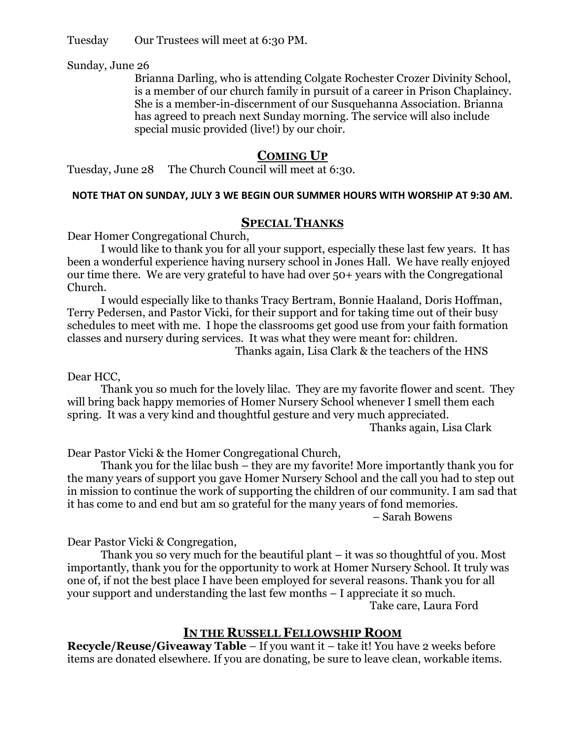Tuesday Our Trustees will meet at 6:30 PM.

Sunday, June 26

Brianna Darling, who is attending Colgate Rochester Crozer Divinity School, is a member of our church family in pursuit of a career in Prison Chaplaincy. She is a member-in-discernment of our Susquehanna Association. Brianna has agreed to preach next Sunday morning. The service will also include special music provided (live!) by our choir.

## COMING UP

Tuesday, June 28 The Church Council will meet at 6:30.

**NOTE THAT ON SUNDAY, JULY 3 WE BEGIN OUR SUMMER HOURS WITH WORSHIP AT 9:30 AM.**

## SPECIAL THANKS

Dear Homer Congregational Church,

I would like to thank you for all your support, especially these last few years. It has been a wonderful experience having nursery school in Jones Hall. We have really enjoyed our time there. We are very grateful to have had over 50+ years with the Congregational Church.

I would especially like to thanks Tracy Bertram, Bonnie Haaland, Doris Hoffman, Terry Pedersen, and Pastor Vicki, for their support and for taking time out of their busy schedules to meet with me. I hope the classrooms get good use from your faith formation classes and nursery during services. It was what they were meant for: children.

Thanks again, Lisa Clark & the teachers of the HNS

Dear HCC,

Thank you so much for the lovely lilac. They are my favorite flower and scent. They will bring back happy memories of Homer Nursery School whenever I smell them each spring. It was a very kind and thoughtful gesture and very much appreciated.

Thanks again, Lisa Clark

Dear Pastor Vicki & the Homer Congregational Church,

Thank you for the lilac bush – they are my favorite! More importantly thank you for the many years of support you gave Homer Nursery School and the call you had to step out in mission to continue the work of supporting the children of our community. I am sad that it has come to and end but am so grateful for the many years of fond memories.

– Sarah Bowens

Dear Pastor Vicki & Congregation,

Thank you so very much for the beautiful plant – it was so thoughtful of you. Most importantly, thank you for the opportunity to work at Homer Nursery School. It truly was one of, if not the best place I have been employed for several reasons. Thank you for all your support and understanding the last few months – I appreciate it so much.

Take care, Laura Ford

## IN THE RUSSELL FELLOWSHIP ROOM

**Recycle/Reuse/Giveaway Table** – If you want it – take it! You have 2 weeks before items are donated elsewhere. If you are donating, be sure to leave clean, workable items.